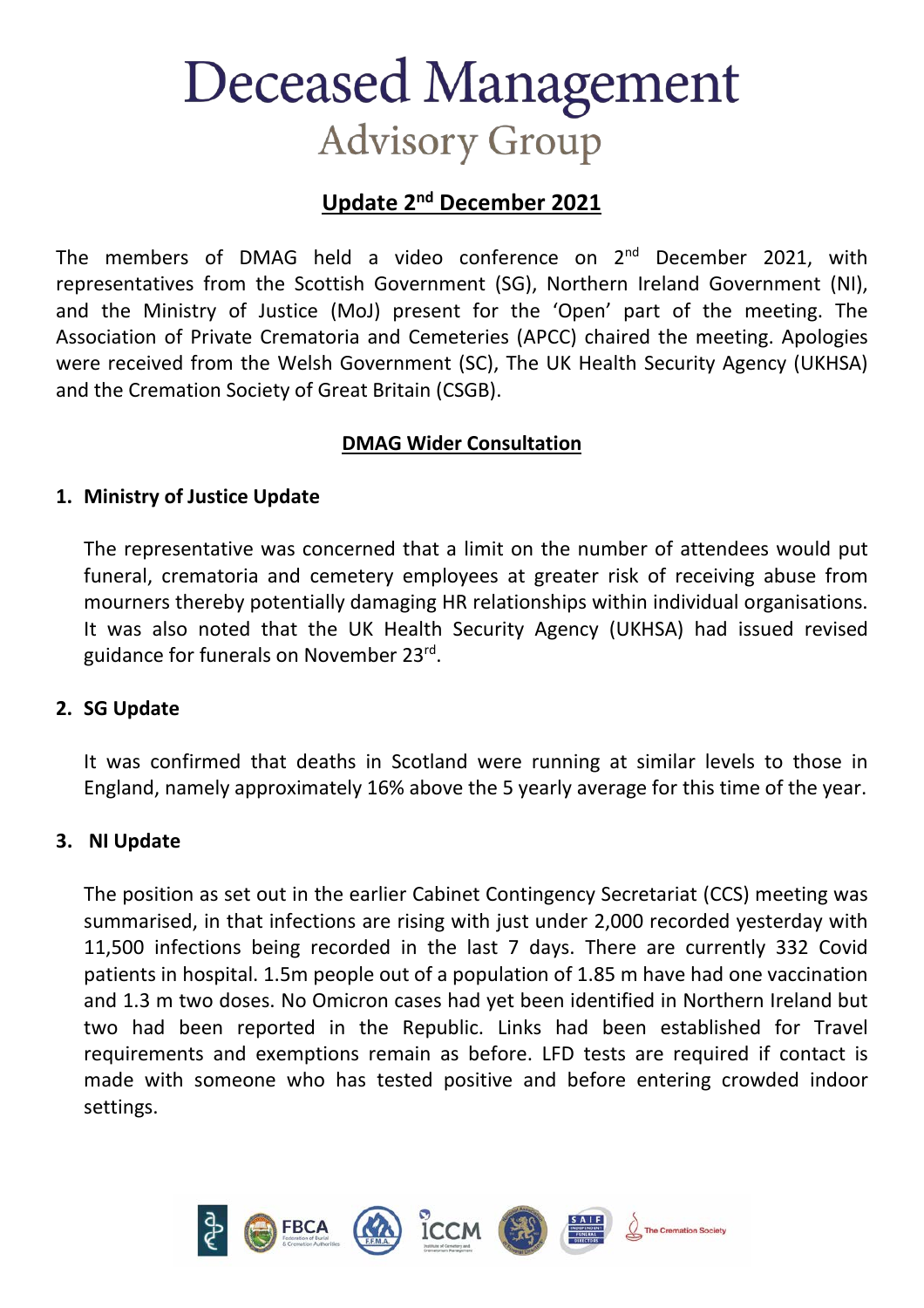# Deceased Management
## Advisory Group

### Update 2nd December 2021

The members of DMAG held a video conference on 2nd December 2021, with representatives from the Scottish Government (SG), Northern Ireland Government (NI), and the Ministry of Justice (MoJ) present for the 'Open' part of the meeting. The Association of Private Crematoria and Cemeteries (APCC) chaired the meeting. Apologies were received from the Welsh Government (SC), The UK Health Security Agency (UKHSA) and the Cremation Society of Great Britain (CSGB).

### DMAG Wider Consultation

**1. Ministry of Justice Update**

The representative was concerned that a limit on the number of attendees would put funeral, crematoria and cemetery employees at greater risk of receiving abuse from mourners thereby potentially damaging HR relationships within individual organisations. It was also noted that the UK Health Security Agency (UKHSA) had issued revised guidance for funerals on November 23rd.

**2. SG Update**

It was confirmed that deaths in Scotland were running at similar levels to those in England, namely approximately 16% above the 5 yearly average for this time of the year.

**3. NI Update**

The position as set out in the earlier Cabinet Contingency Secretariat (CCS) meeting was summarised, in that infections are rising with just under 2,000 recorded yesterday with 11,500 infections being recorded in the last 7 days. There are currently 332 Covid patients in hospital. 1.5m people out of a population of 1.85 m have had one vaccination and 1.3 m two doses. No Omicron cases had yet been identified in Northern Ireland but two had been reported in the Republic. Links had been established for Travel requirements and exemptions remain as before. LFD tests are required if contact is made with someone who has tested positive and before entering crowded indoor settings.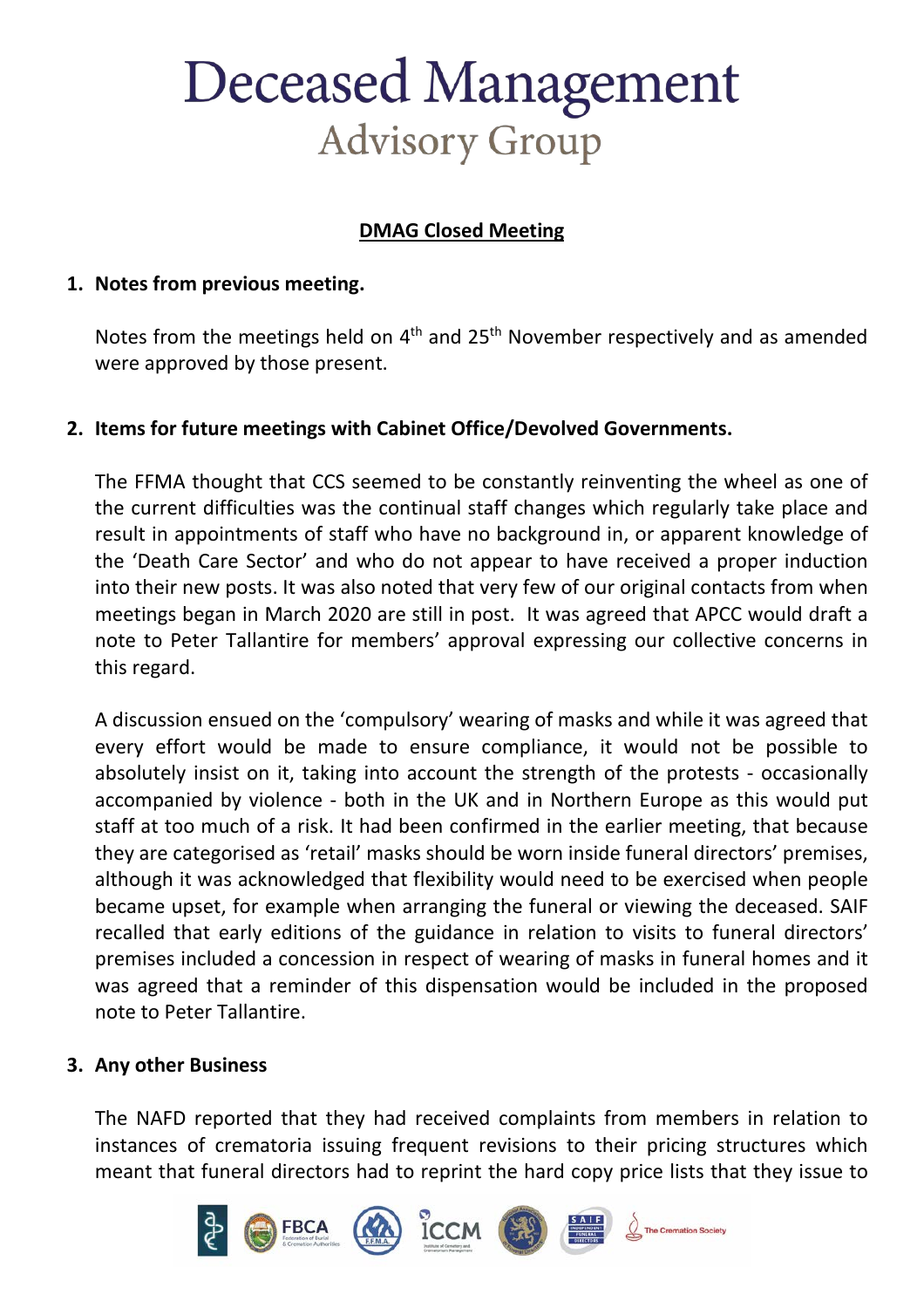# Deceased Management Advisory Group

**DMAG Closed Meeting**

1. **Notes from previous meeting.**

   Notes from the meetings held on 4th and 25th November respectively and as amended were approved by those present.

2. **Items for future meetings with Cabinet Office/Devolved Governments.**

   The FFMA thought that CCS seemed to be constantly reinventing the wheel as one of the current difficulties was the continual staff changes which regularly take place and result in appointments of staff who have no background in, or apparent knowledge of the 'Death Care Sector' and who do not appear to have received a proper induction into their new posts. It was also noted that very few of our original contacts from when meetings began in March 2020 are still in post. It was agreed that APCC would draft a note to Peter Tallantire for members' approval expressing our collective concerns in this regard.

   A discussion ensued on the 'compulsory' wearing of masks and while it was agreed that every effort would be made to ensure compliance, it would not be possible to absolutely insist on it, taking into account the strength of the protests - occasionally accompanied by violence - both in the UK and in Northern Europe as this would put staff at too much of a risk. It had been confirmed in the earlier meeting, that because they are categorised as 'retail' masks should be worn inside funeral directors' premises, although it was acknowledged that flexibility would need to be exercised when people became upset, for example when arranging the funeral or viewing the deceased. SAIF recalled that early editions of the guidance in relation to visits to funeral directors' premises included a concession in respect of wearing of masks in funeral homes and it was agreed that a reminder of this dispensation would be included in the proposed note to Peter Tallantire.

3. **Any other Business**

   The NAFD reported that they had received complaints from members in relation to instances of crematoria issuing frequent revisions to their pricing structures which meant that funeral directors had to reprint the hard copy price lists that they issue to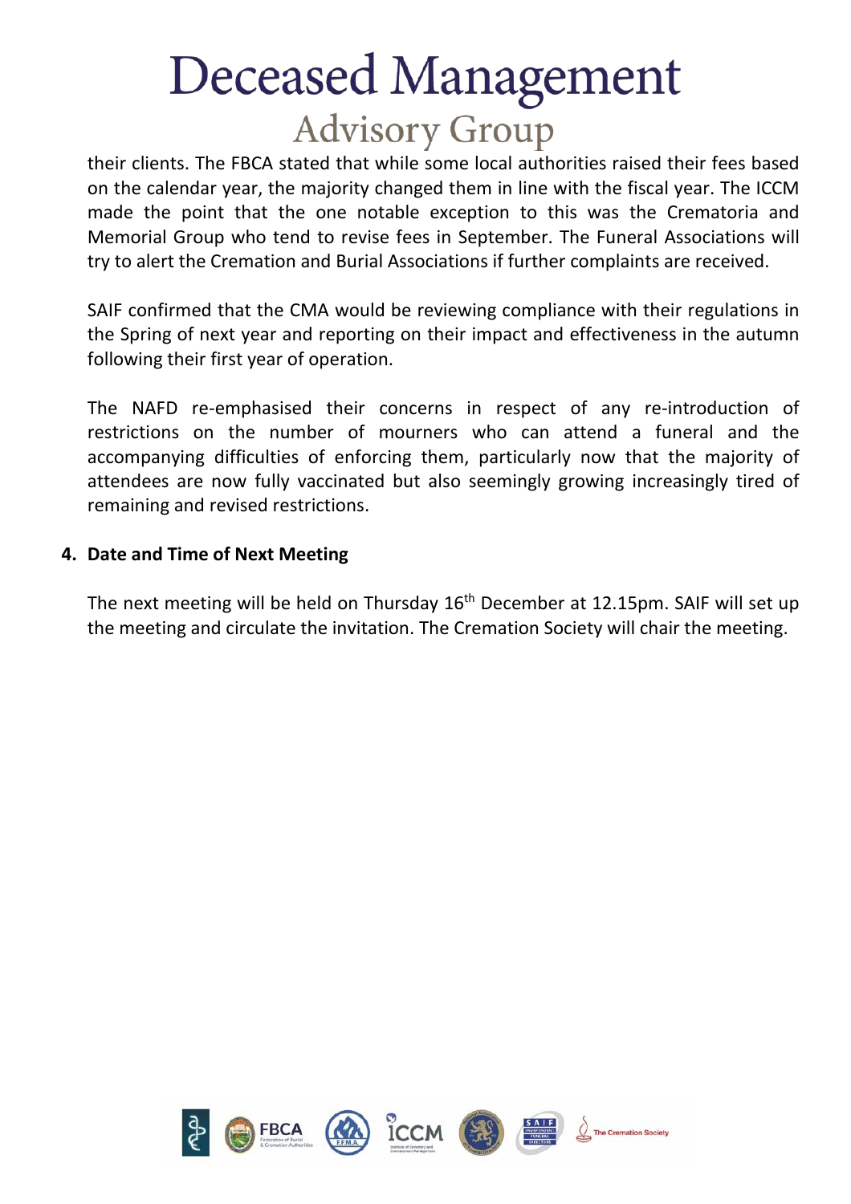their clients. The FBCA stated that while some local authorities raised their fees based on the calendar year, the majority changed them in line with the fiscal year. The ICCM made the point that the one notable exception to this was the Crematoria and Memorial Group who tend to revise fees in September. The Funeral Associations will try to alert the Cremation and Burial Associations if further complaints are received.

SAIF confirmed that the CMA would be reviewing compliance with their regulations in the Spring of next year and reporting on their impact and effectiveness in the autumn following their first year of operation.

The NAFD re-emphasised their concerns in respect of any re-introduction of restrictions on the number of mourners who can attend a funeral and the accompanying difficulties of enforcing them, particularly now that the majority of attendees are now fully vaccinated but also seemingly growing increasingly tired of remaining and revised restrictions.

**4. Date and Time of Next Meeting**

The next meeting will be held on Thursday 16th December at 12.15pm. SAIF will set up the meeting and circulate the invitation. The Cremation Society will chair the meeting.